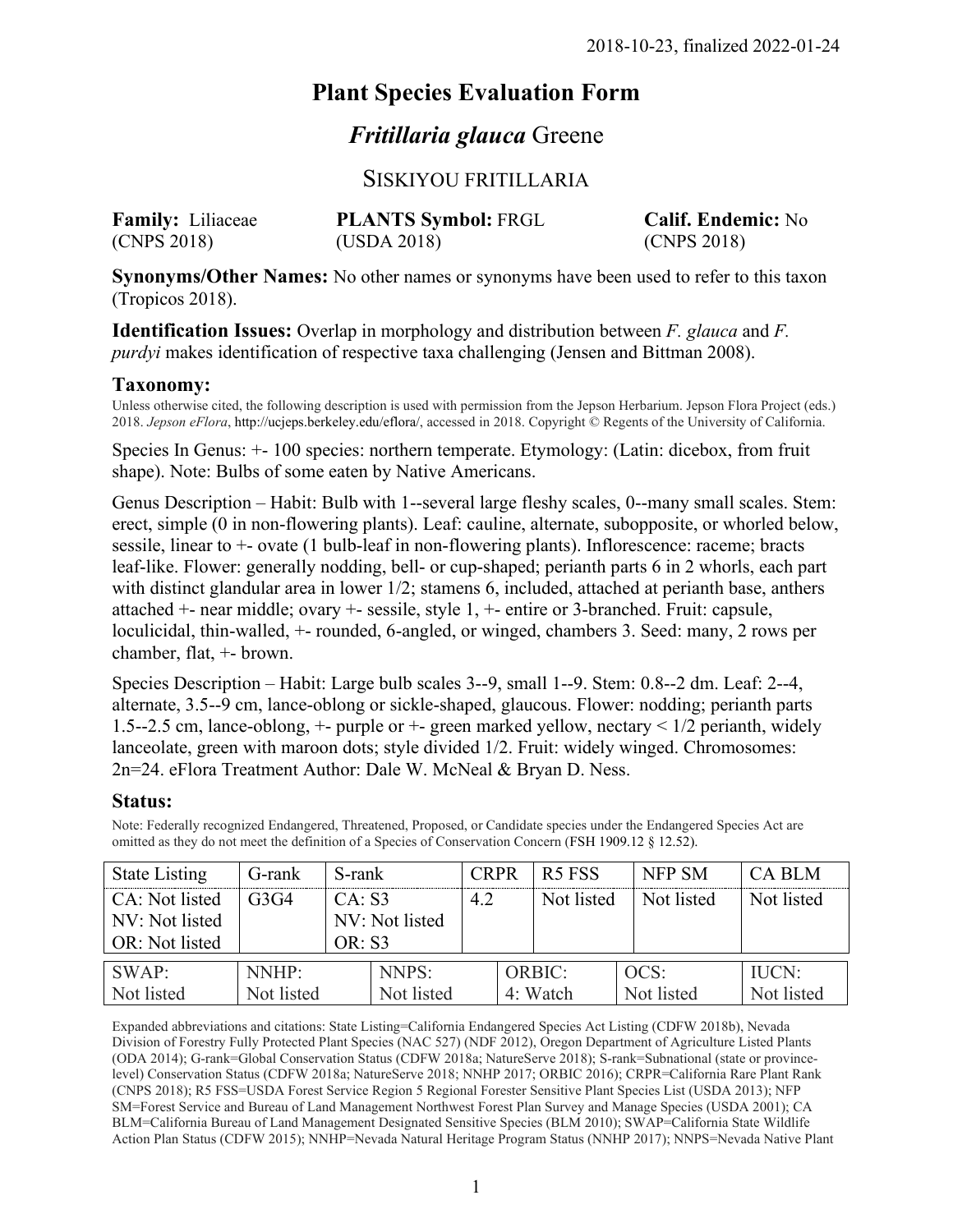2018-10-23, finalized 2022-01-24

# Plant Species Evaluation Form

## *Fritillaria glauca* Greene

### SISKIYOU FRITILLARIA

| **Family:** Liliaceae (CNPS 2018) | **PLANTS Symbol:** FRGL (USDA 2018) | **Calif. Endemic:** No (CNPS 2018) |
|---|---|---|

**Synonyms/Other Names:** No other names or synonyms have been used to refer to this taxon (Tropicos 2018).

**Identification Issues:** Overlap in morphology and distribution between *F. glauca* and *F. purdyi* makes identification of respective taxa challenging (Jensen and Bittman 2008).

### Taxonomy:

Unless otherwise cited, the following description is used with permission from the Jepson Herbarium. Jepson Flora Project (eds.) 2018. *Jepson eFlora*, http://ucjeps.berkeley.edu/eflora/, accessed in 2018. Copyright © Regents of the University of California.

Species In Genus: +- 100 species: northern temperate. Etymology: (Latin: dicebox, from fruit shape). Note: Bulbs of some eaten by Native Americans.

Genus Description – Habit: Bulb with 1--several large fleshy scales, 0--many small scales. Stem: erect, simple (0 in non-flowering plants). Leaf: cauline, alternate, subopposite, or whorled below, sessile, linear to +- ovate (1 bulb-leaf in non-flowering plants). Inflorescence: raceme; bracts leaf-like. Flower: generally nodding, bell- or cup-shaped; perianth parts 6 in 2 whorls, each part with distinct glandular area in lower 1/2; stamens 6, included, attached at perianth base, anthers attached +- near middle; ovary +- sessile, style 1, +- entire or 3-branched. Fruit: capsule, loculicidal, thin-walled, +- rounded, 6-angled, or winged, chambers 3. Seed: many, 2 rows per chamber, flat, +- brown.

Species Description – Habit: Large bulb scales 3--9, small 1--9. Stem: 0.8--2 dm. Leaf: 2--4, alternate, 3.5--9 cm, lance-oblong or sickle-shaped, glaucous. Flower: nodding; perianth parts 1.5--2.5 cm, lance-oblong, +- purple or +- green marked yellow, nectary < 1/2 perianth, widely lanceolate, green with maroon dots; style divided 1/2. Fruit: widely winged. Chromosomes: 2n=24. eFlora Treatment Author: Dale W. McNeal & Bryan D. Ness.

### Status:

Note: Federally recognized Endangered, Threatened, Proposed, or Candidate species under the Endangered Species Act are omitted as they do not meet the definition of a Species of Conservation Concern (FSH 1909.12 § 12.52).

| State Listing | G-rank | S-rank | CRPR | R5 FSS | NFP SM | CA BLM |
|---|---|---|---|---|---|---|
| CA: Not listed<br>NV: Not listed<br>OR: Not listed | G3G4 | CA: S3<br>NV: Not listed<br>OR: S3 | 4.2 | Not listed | Not listed | Not listed |

| SWAP: | NNHP: | NNPS: | ORBIC: | OCS: | IUCN: |
|---|---|---|---|---|---|
| Not listed | Not listed | Not listed | 4: Watch | Not listed | Not listed |

Expanded abbreviations and citations: State Listing=California Endangered Species Act Listing (CDFW 2018b), Nevada Division of Forestry Fully Protected Plant Species (NAC 527) (NDF 2012), Oregon Department of Agriculture Listed Plants (ODA 2014); G-rank=Global Conservation Status (CDFW 2018a; NatureServe 2018); S-rank=Subnational (state or province-level) Conservation Status (CDFW 2018a; NatureServe 2018; NNHP 2017; ORBIC 2016); CRPR=California Rare Plant Rank (CNPS 2018); R5 FSS=USDA Forest Service Region 5 Regional Forester Sensitive Plant Species List (USDA 2013); NFP SM=Forest Service and Bureau of Land Management Northwest Forest Plan Survey and Manage Species (USDA 2001); CA BLM=California Bureau of Land Management Designated Sensitive Species (BLM 2010); SWAP=California State Wildlife Action Plan Status (CDFW 2015); NNHP=Nevada Natural Heritage Program Status (NNHP 2017); NNPS=Nevada Native Plant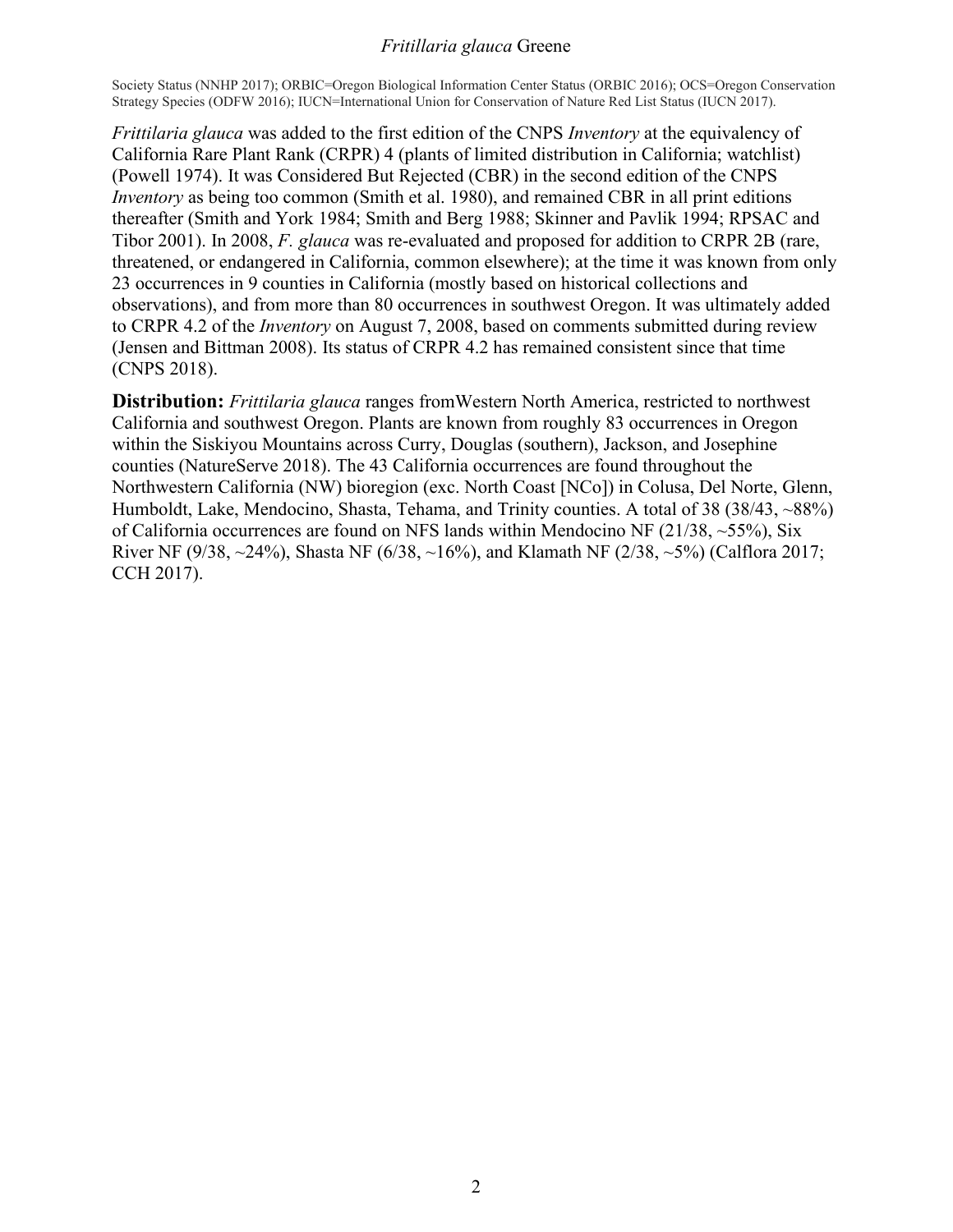Society Status (NNHP 2017); ORBIC=Oregon Biological Information Center Status (ORBIC 2016); OCS=Oregon Conservation Strategy Species (ODFW 2016); IUCN=International Union for Conservation of Nature Red List Status (IUCN 2017).

*Frittilaria glauca* was added to the first edition of the CNPS *Inventory* at the equivalency of California Rare Plant Rank (CRPR) 4 (plants of limited distribution in California; watchlist) (Powell 1974). It was Considered But Rejected (CBR) in the second edition of the CNPS *Inventory* as being too common (Smith et al. 1980), and remained CBR in all print editions thereafter (Smith and York 1984; Smith and Berg 1988; Skinner and Pavlik 1994; RPSAC and Tibor 2001). In 2008, *F. glauca* was re-evaluated and proposed for addition to CRPR 2B (rare, threatened, or endangered in California, common elsewhere); at the time it was known from only 23 occurrences in 9 counties in California (mostly based on historical collections and observations), and from more than 80 occurrences in southwest Oregon. It was ultimately added to CRPR 4.2 of the *Inventory* on August 7, 2008, based on comments submitted during review (Jensen and Bittman 2008). Its status of CRPR 4.2 has remained consistent since that time (CNPS 2018).

**Distribution:** *Frittilaria glauca* ranges fromWestern North America, restricted to northwest California and southwest Oregon. Plants are known from roughly 83 occurrences in Oregon within the Siskiyou Mountains across Curry, Douglas (southern), Jackson, and Josephine counties (NatureServe 2018). The 43 California occurrences are found throughout the Northwestern California (NW) bioregion (exc. North Coast [NCo]) in Colusa, Del Norte, Glenn, Humboldt, Lake, Mendocino, Shasta, Tehama, and Trinity counties. A total of 38 (38/43, ~88%) of California occurrences are found on NFS lands within Mendocino NF (21/38, ~55%), Six River NF (9/38, ~24%), Shasta NF (6/38, ~16%), and Klamath NF (2/38, ~5%) (Calflora 2017; CCH 2017).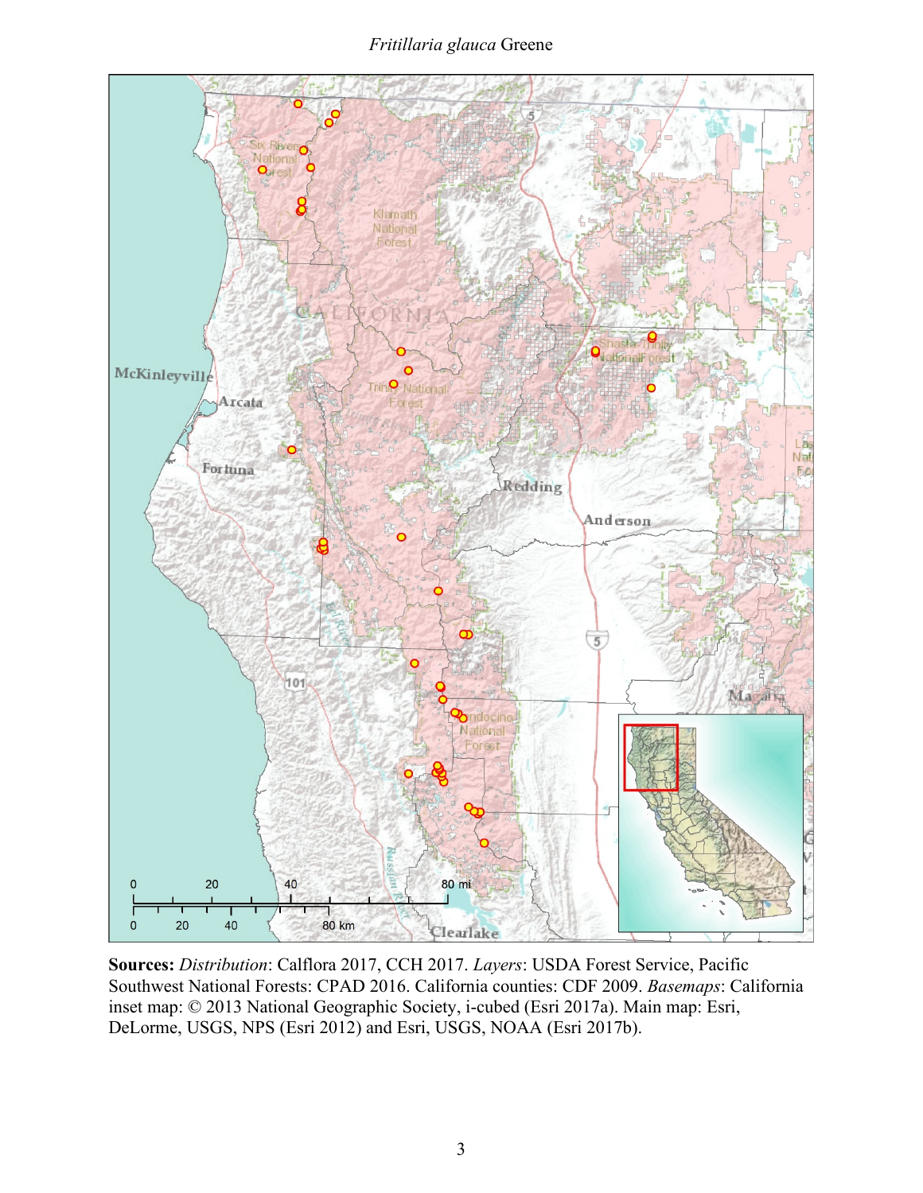*Fritillaria glauca* Greene

**Sources:** *Distribution*: Calflora 2017, CCH 2017. *Layers*: USDA Forest Service, Pacific Southwest National Forests: CPAD 2016. California counties: CDF 2009. *Basemaps*: California inset map: © 2013 National Geographic Society, i-cubed (Esri 2017a). Main map: Esri, DeLorme, USGS, NPS (Esri 2012) and Esri, USGS, NOAA (Esri 2017b).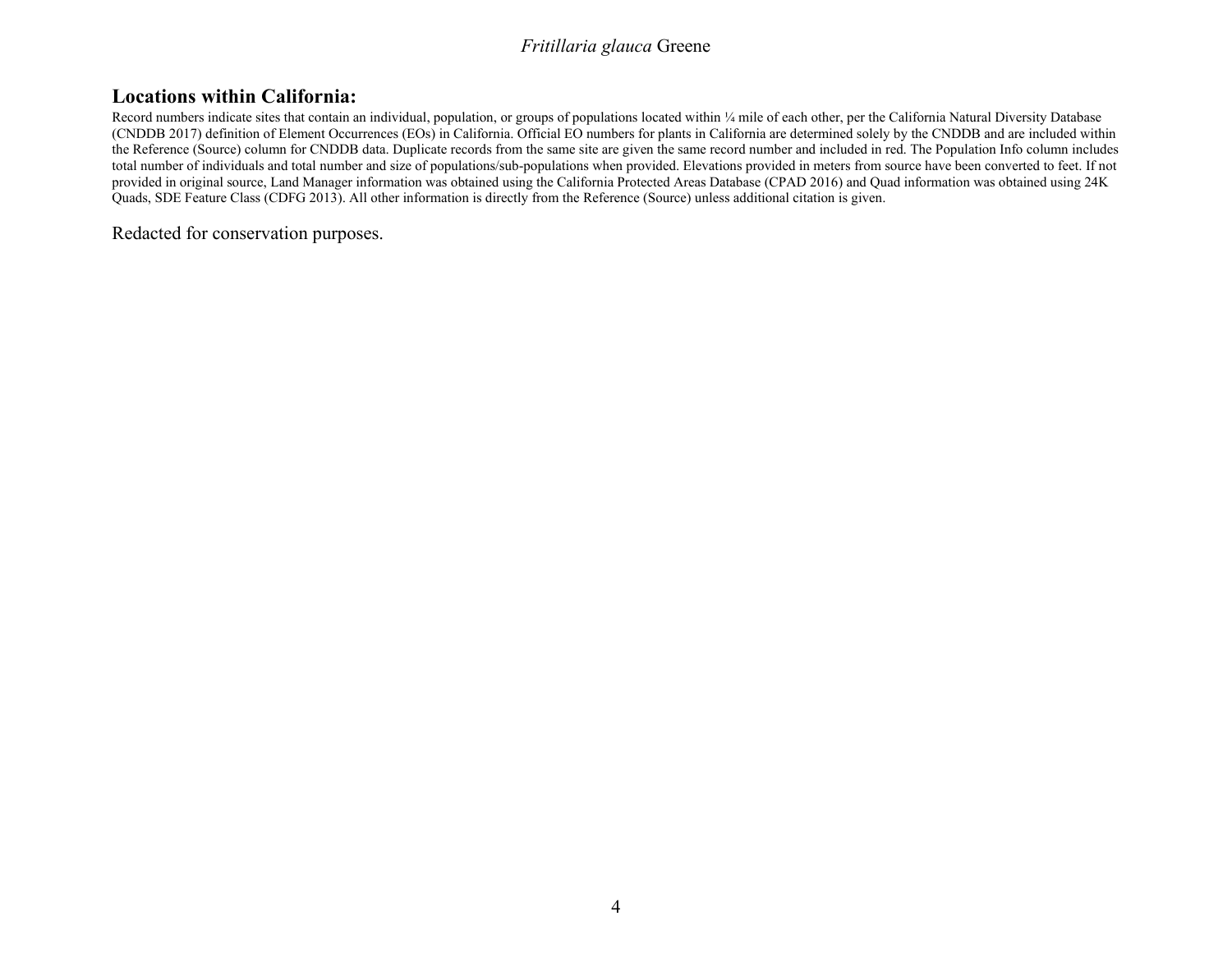## Locations within California:

Record numbers indicate sites that contain an individual, population, or groups of populations located within ¼ mile of each other, per the California Natural Diversity Database (CNDDB 2017) definition of Element Occurrences (EOs) in California. Official EO numbers for plants in California are determined solely by the CNDDB and are included within the Reference (Source) column for CNDDB data. Duplicate records from the same site are given the same record number and included in red. The Population Info column includes total number of individuals and total number and size of populations/sub-populations when provided. Elevations provided in meters from source have been converted to feet. If not provided in original source, Land Manager information was obtained using the California Protected Areas Database (CPAD 2016) and Quad information was obtained using 24K Quads, SDE Feature Class (CDFG 2013). All other information is directly from the Reference (Source) unless additional citation is given.

Redacted for conservation purposes.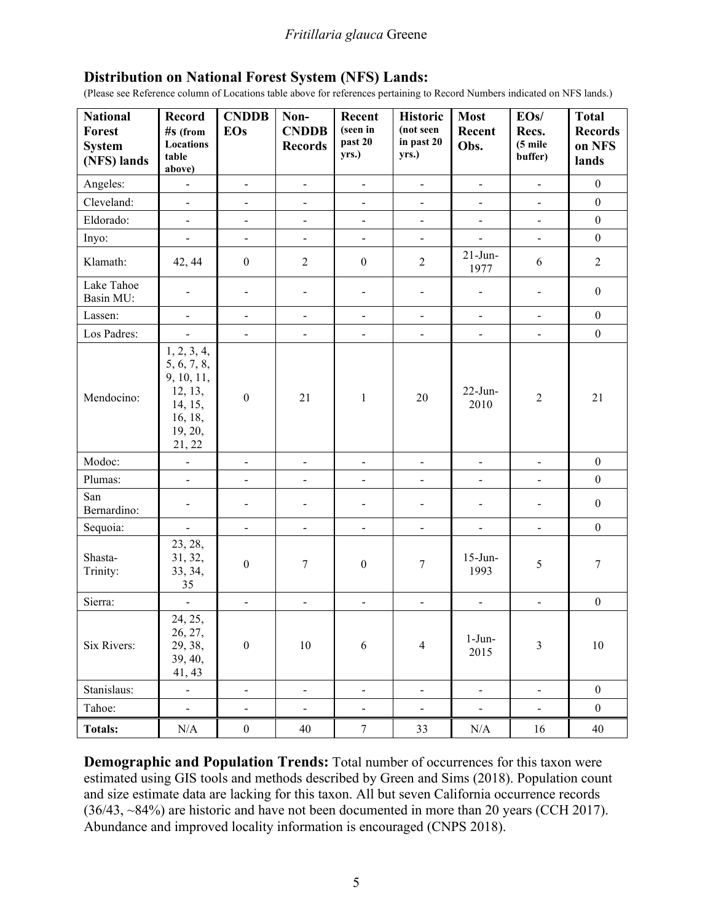## Distribution on National Forest System (NFS) Lands:

(Please see Reference column of Locations table above for references pertaining to Record Numbers indicated on NFS lands.)

| National Forest System (NFS) lands | Record #s (from Locations table above) | CNDDB EOs | Non-CNDDB Records | Recent (seen in past 20 yrs.) | Historic (not seen in past 20 yrs.) | Most Recent Obs. | EOs/ Recs. (5 mile buffer) | Total Records on NFS lands |
|---|---|---|---|---|---|---|---|---|
| Angeles: | - | - | - | - | - | - | - | 0 |
| Cleveland: | - | - | - | - | - | - | - | 0 |
| Eldorado: | - | - | - | - | - | - | - | 0 |
| Inyo: | - | - | - | - | - | - | - | 0 |
| Klamath: | 42, 44 | 0 | 2 | 0 | 2 | 21-Jun-1977 | 6 | 2 |
| Lake Tahoe Basin MU: | - | - | - | - | - | - | - | 0 |
| Lassen: | - | - | - | - | - | - | - | 0 |
| Los Padres: | - | - | - | - | - | - | - | 0 |
| Mendocino: | 1, 2, 3, 4, 5, 6, 7, 8, 9, 10, 11, 12, 13, 14, 15, 16, 18, 19, 20, 21, 22 | 0 | 21 | 1 | 20 | 22-Jun-2010 | 2 | 21 |
| Modoc: | - | - | - | - | - | - | - | 0 |
| Plumas: | - | - | - | - | - | - | - | 0 |
| San Bernardino: | - | - | - | - | - | - | - | 0 |
| Sequoia: | - | - | - | - | - | - | - | 0 |
| Shasta-Trinity: | 23, 28, 31, 32, 33, 34, 35 | 0 | 7 | 0 | 7 | 15-Jun-1993 | 5 | 7 |
| Sierra: | - | - | - | - | - | - | - | 0 |
| Six Rivers: | 24, 25, 26, 27, 29, 38, 39, 40, 41, 43 | 0 | 10 | 6 | 4 | 1-Jun-2015 | 3 | 10 |
| Stanislaus: | - | - | - | - | - | - | - | 0 |
| Tahoe: | - | - | - | - | - | - | - | 0 |
| **Totals:** | N/A | 0 | 40 | 7 | 33 | N/A | 16 | 40 |

**Demographic and Population Trends:** Total number of occurrences for this taxon were estimated using GIS tools and methods described by Green and Sims (2018). Population count and size estimate data are lacking for this taxon. All but seven California occurrence records (36/43, ~84%) are historic and have not been documented in more than 20 years (CCH 2017). Abundance and improved locality information is encouraged (CNPS 2018).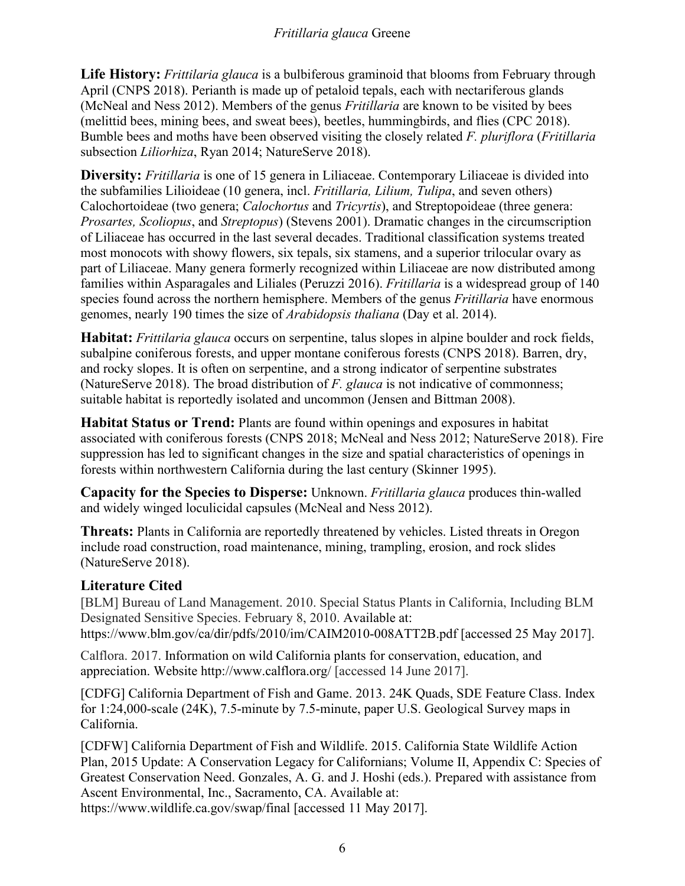**Life History:** *Frittilaria glauca* is a bulbiferous graminoid that blooms from February through April (CNPS 2018). Perianth is made up of petaloid tepals, each with nectariferous glands (McNeal and Ness 2012). Members of the genus *Fritillaria* are known to be visited by bees (melittid bees, mining bees, and sweat bees), beetles, hummingbirds, and flies (CPC 2018). Bumble bees and moths have been observed visiting the closely related *F. pluriflora* (*Fritillaria* subsection *Liliorhiza*, Ryan 2014; NatureServe 2018).

**Diversity:** *Fritillaria* is one of 15 genera in Liliaceae. Contemporary Liliaceae is divided into the subfamilies Lilioideae (10 genera, incl. *Fritillaria, Lilium, Tulipa*, and seven others) Calochortoideae (two genera; *Calochortus* and *Tricyrtis*), and Streptopoideae (three genera: *Prosartes, Scoliopus*, and *Streptopus*) (Stevens 2001). Dramatic changes in the circumscription of Liliaceae has occurred in the last several decades. Traditional classification systems treated most monocots with showy flowers, six tepals, six stamens, and a superior trilocular ovary as part of Liliaceae. Many genera formerly recognized within Liliaceae are now distributed among families within Asparagales and Liliales (Peruzzi 2016). *Fritillaria* is a widespread group of 140 species found across the northern hemisphere. Members of the genus *Fritillaria* have enormous genomes, nearly 190 times the size of *Arabidopsis thaliana* (Day et al. 2014).

**Habitat:** *Frittilaria glauca* occurs on serpentine, talus slopes in alpine boulder and rock fields, subalpine coniferous forests, and upper montane coniferous forests (CNPS 2018). Barren, dry, and rocky slopes. It is often on serpentine, and a strong indicator of serpentine substrates (NatureServe 2018). The broad distribution of *F. glauca* is not indicative of commonness; suitable habitat is reportedly isolated and uncommon (Jensen and Bittman 2008).

**Habitat Status or Trend:** Plants are found within openings and exposures in habitat associated with coniferous forests (CNPS 2018; McNeal and Ness 2012; NatureServe 2018). Fire suppression has led to significant changes in the size and spatial characteristics of openings in forests within northwestern California during the last century (Skinner 1995).

**Capacity for the Species to Disperse:** Unknown. *Fritillaria glauca* produces thin-walled and widely winged loculicidal capsules (McNeal and Ness 2012).

**Threats:** Plants in California are reportedly threatened by vehicles. Listed threats in Oregon include road construction, road maintenance, mining, trampling, erosion, and rock slides (NatureServe 2018).

## Literature Cited

[BLM] Bureau of Land Management. 2010. Special Status Plants in California, Including BLM Designated Sensitive Species. February 8, 2010. Available at: https://www.blm.gov/ca/dir/pdfs/2010/im/CAIM2010-008ATT2B.pdf [accessed 25 May 2017].

Calflora. 2017. Information on wild California plants for conservation, education, and appreciation. Website http://www.calflora.org/ [accessed 14 June 2017].

[CDFG] California Department of Fish and Game. 2013. 24K Quads, SDE Feature Class. Index for 1:24,000-scale (24K), 7.5-minute by 7.5-minute, paper U.S. Geological Survey maps in California.

[CDFW] California Department of Fish and Wildlife. 2015. California State Wildlife Action Plan, 2015 Update: A Conservation Legacy for Californians; Volume II, Appendix C: Species of Greatest Conservation Need. Gonzales, A. G. and J. Hoshi (eds.). Prepared with assistance from Ascent Environmental, Inc., Sacramento, CA. Available at: https://www.wildlife.ca.gov/swap/final [accessed 11 May 2017].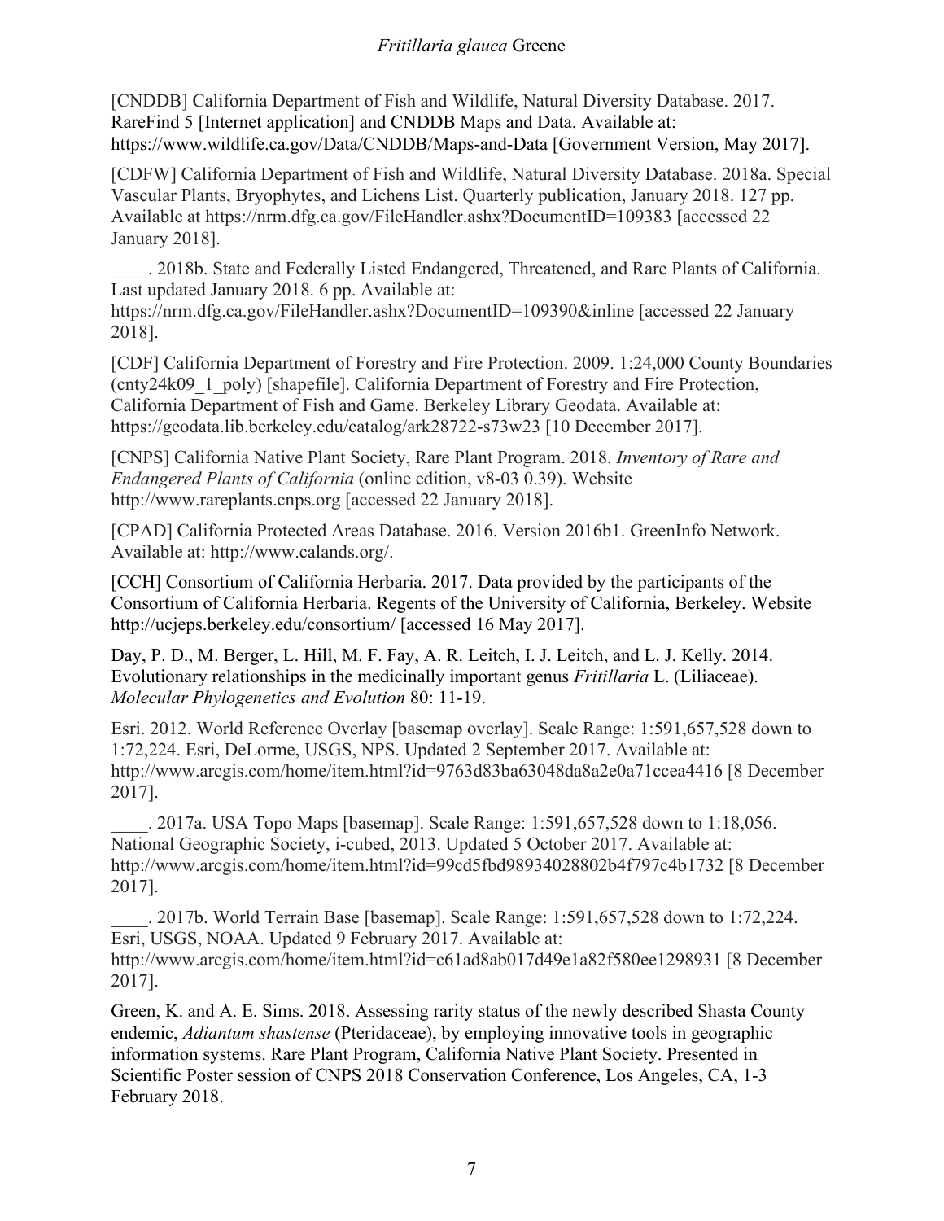[CNDDB] California Department of Fish and Wildlife, Natural Diversity Database. 2017. RareFind 5 [Internet application] and CNDDB Maps and Data. Available at: https://www.wildlife.ca.gov/Data/CNDDB/Maps-and-Data [Government Version, May 2017].

[CDFW] California Department of Fish and Wildlife, Natural Diversity Database. 2018a. Special Vascular Plants, Bryophytes, and Lichens List. Quarterly publication, January 2018. 127 pp. Available at https://nrm.dfg.ca.gov/FileHandler.ashx?DocumentID=109383 [accessed 22 January 2018].

____. 2018b. State and Federally Listed Endangered, Threatened, and Rare Plants of California. Last updated January 2018. 6 pp. Available at: https://nrm.dfg.ca.gov/FileHandler.ashx?DocumentID=109390&inline [accessed 22 January 2018].

[CDF] California Department of Forestry and Fire Protection. 2009. 1:24,000 County Boundaries (cnty24k09_1_poly) [shapefile]. California Department of Forestry and Fire Protection, California Department of Fish and Game. Berkeley Library Geodata. Available at: https://geodata.lib.berkeley.edu/catalog/ark28722-s73w23 [10 December 2017].

[CNPS] California Native Plant Society, Rare Plant Program. 2018. *Inventory of Rare and Endangered Plants of California* (online edition, v8-03 0.39). Website http://www.rareplants.cnps.org [accessed 22 January 2018].

[CPAD] California Protected Areas Database. 2016. Version 2016b1. GreenInfo Network. Available at: http://www.calands.org/.

[CCH] Consortium of California Herbaria. 2017. Data provided by the participants of the Consortium of California Herbaria. Regents of the University of California, Berkeley. Website http://ucjeps.berkeley.edu/consortium/ [accessed 16 May 2017].

Day, P. D., M. Berger, L. Hill, M. F. Fay, A. R. Leitch, I. J. Leitch, and L. J. Kelly. 2014. Evolutionary relationships in the medicinally important genus *Fritillaria* L. (Liliaceae). *Molecular Phylogenetics and Evolution* 80: 11-19.

Esri. 2012. World Reference Overlay [basemap overlay]. Scale Range: 1:591,657,528 down to 1:72,224. Esri, DeLorme, USGS, NPS. Updated 2 September 2017. Available at: http://www.arcgis.com/home/item.html?id=9763d83ba63048da8a2e0a71ccea4416 [8 December 2017].

____. 2017a. USA Topo Maps [basemap]. Scale Range: 1:591,657,528 down to 1:18,056. National Geographic Society, i-cubed, 2013. Updated 5 October 2017. Available at: http://www.arcgis.com/home/item.html?id=99cd5fbd98934028802b4f797c4b1732 [8 December 2017].

____. 2017b. World Terrain Base [basemap]. Scale Range: 1:591,657,528 down to 1:72,224. Esri, USGS, NOAA. Updated 9 February 2017. Available at: http://www.arcgis.com/home/item.html?id=c61ad8ab017d49e1a82f580ee1298931 [8 December 2017].

Green, K. and A. E. Sims. 2018. Assessing rarity status of the newly described Shasta County endemic, *Adiantum shastense* (Pteridaceae), by employing innovative tools in geographic information systems. Rare Plant Program, California Native Plant Society. Presented in Scientific Poster session of CNPS 2018 Conservation Conference, Los Angeles, CA, 1-3 February 2018.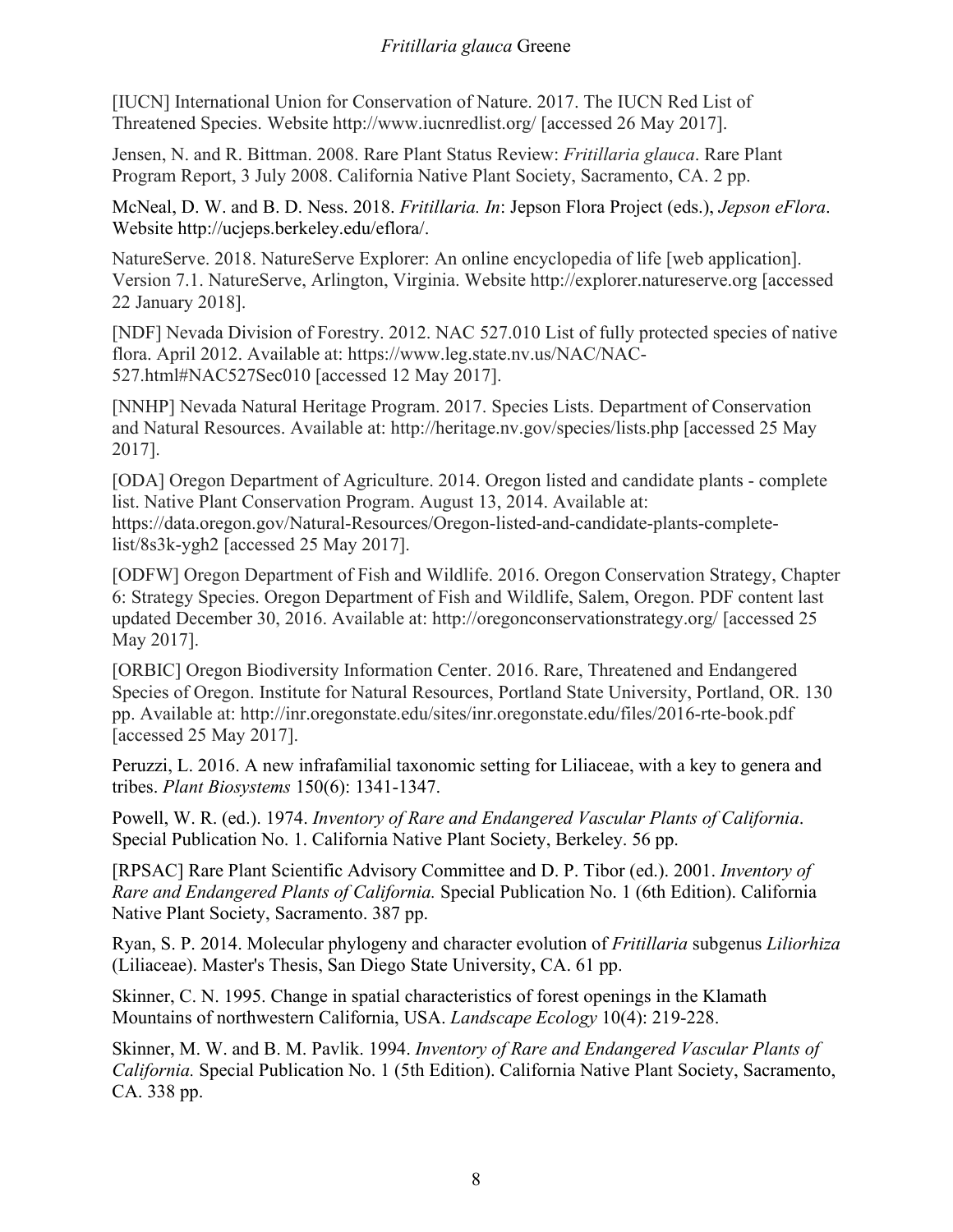[IUCN] International Union for Conservation of Nature. 2017. The IUCN Red List of Threatened Species. Website http://www.iucnredlist.org/ [accessed 26 May 2017].

Jensen, N. and R. Bittman. 2008. Rare Plant Status Review: *Fritillaria glauca*. Rare Plant Program Report, 3 July 2008. California Native Plant Society, Sacramento, CA. 2 pp.

McNeal, D. W. and B. D. Ness. 2018. *Fritillaria. In*: Jepson Flora Project (eds.), *Jepson eFlora*. Website http://ucjeps.berkeley.edu/eflora/.

NatureServe. 2018. NatureServe Explorer: An online encyclopedia of life [web application]. Version 7.1. NatureServe, Arlington, Virginia. Website http://explorer.natureserve.org [accessed 22 January 2018].

[NDF] Nevada Division of Forestry. 2012. NAC 527.010 List of fully protected species of native flora. April 2012. Available at: https://www.leg.state.nv.us/NAC/NAC-527.html#NAC527Sec010 [accessed 12 May 2017].

[NNHP] Nevada Natural Heritage Program. 2017. Species Lists. Department of Conservation and Natural Resources. Available at: http://heritage.nv.gov/species/lists.php [accessed 25 May 2017].

[ODA] Oregon Department of Agriculture. 2014. Oregon listed and candidate plants - complete list. Native Plant Conservation Program. August 13, 2014. Available at: https://data.oregon.gov/Natural-Resources/Oregon-listed-and-candidate-plants-complete-list/8s3k-ygh2 [accessed 25 May 2017].

[ODFW] Oregon Department of Fish and Wildlife. 2016. Oregon Conservation Strategy, Chapter 6: Strategy Species. Oregon Department of Fish and Wildlife, Salem, Oregon. PDF content last updated December 30, 2016. Available at: http://oregonconservationstrategy.org/ [accessed 25 May 2017].

[ORBIC] Oregon Biodiversity Information Center. 2016. Rare, Threatened and Endangered Species of Oregon. Institute for Natural Resources, Portland State University, Portland, OR. 130 pp. Available at: http://inr.oregonstate.edu/sites/inr.oregonstate.edu/files/2016-rte-book.pdf [accessed 25 May 2017].

Peruzzi, L. 2016. A new infrafamilial taxonomic setting for Liliaceae, with a key to genera and tribes. *Plant Biosystems* 150(6): 1341-1347.

Powell, W. R. (ed.). 1974. *Inventory of Rare and Endangered Vascular Plants of California*. Special Publication No. 1. California Native Plant Society, Berkeley. 56 pp.

[RPSAC] Rare Plant Scientific Advisory Committee and D. P. Tibor (ed.). 2001. *Inventory of Rare and Endangered Plants of California.* Special Publication No. 1 (6th Edition). California Native Plant Society, Sacramento. 387 pp.

Ryan, S. P. 2014. Molecular phylogeny and character evolution of *Fritillaria* subgenus *Liliorhiza* (Liliaceae). Master's Thesis, San Diego State University, CA. 61 pp.

Skinner, C. N. 1995. Change in spatial characteristics of forest openings in the Klamath Mountains of northwestern California, USA. *Landscape Ecology* 10(4): 219-228.

Skinner, M. W. and B. M. Pavlik. 1994. *Inventory of Rare and Endangered Vascular Plants of California.* Special Publication No. 1 (5th Edition). California Native Plant Society, Sacramento, CA. 338 pp.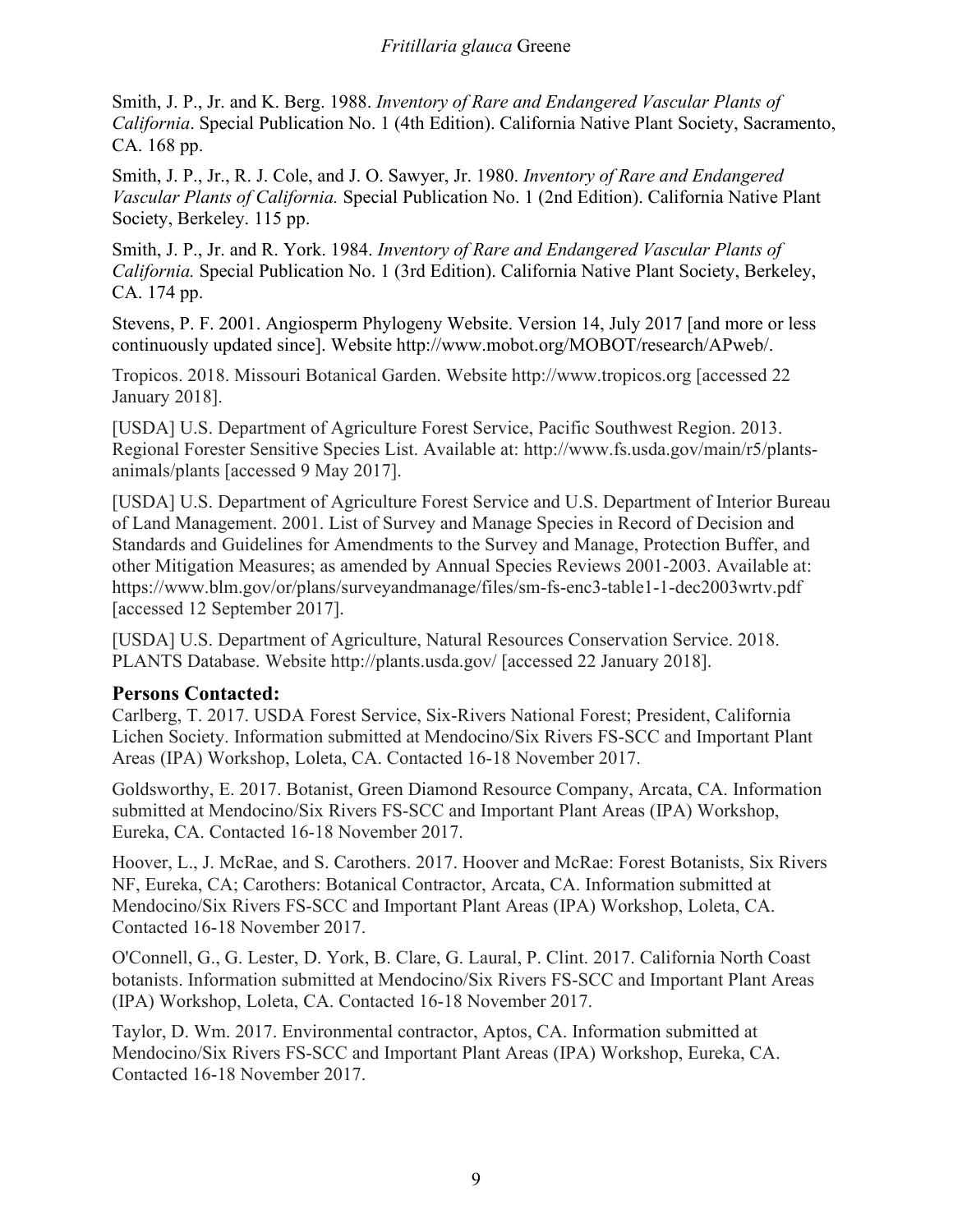Smith, J. P., Jr. and K. Berg. 1988. *Inventory of Rare and Endangered Vascular Plants of California*. Special Publication No. 1 (4th Edition). California Native Plant Society, Sacramento, CA. 168 pp.

Smith, J. P., Jr., R. J. Cole, and J. O. Sawyer, Jr. 1980. *Inventory of Rare and Endangered Vascular Plants of California.* Special Publication No. 1 (2nd Edition). California Native Plant Society, Berkeley. 115 pp.

Smith, J. P., Jr. and R. York. 1984. *Inventory of Rare and Endangered Vascular Plants of California.* Special Publication No. 1 (3rd Edition). California Native Plant Society, Berkeley, CA. 174 pp.

Stevens, P. F. 2001. Angiosperm Phylogeny Website. Version 14, July 2017 [and more or less continuously updated since]. Website http://www.mobot.org/MOBOT/research/APweb/.

Tropicos. 2018. Missouri Botanical Garden. Website http://www.tropicos.org [accessed 22 January 2018].

[USDA] U.S. Department of Agriculture Forest Service, Pacific Southwest Region. 2013. Regional Forester Sensitive Species List. Available at: http://www.fs.usda.gov/main/r5/plants-animals/plants [accessed 9 May 2017].

[USDA] U.S. Department of Agriculture Forest Service and U.S. Department of Interior Bureau of Land Management. 2001. List of Survey and Manage Species in Record of Decision and Standards and Guidelines for Amendments to the Survey and Manage, Protection Buffer, and other Mitigation Measures; as amended by Annual Species Reviews 2001-2003. Available at: https://www.blm.gov/or/plans/surveyandmanage/files/sm-fs-enc3-table1-1-dec2003wrtv.pdf [accessed 12 September 2017].

[USDA] U.S. Department of Agriculture, Natural Resources Conservation Service. 2018. PLANTS Database. Website http://plants.usda.gov/ [accessed 22 January 2018].

## Persons Contacted:

Carlberg, T. 2017. USDA Forest Service, Six-Rivers National Forest; President, California Lichen Society. Information submitted at Mendocino/Six Rivers FS-SCC and Important Plant Areas (IPA) Workshop, Loleta, CA. Contacted 16-18 November 2017.

Goldsworthy, E. 2017. Botanist, Green Diamond Resource Company, Arcata, CA. Information submitted at Mendocino/Six Rivers FS-SCC and Important Plant Areas (IPA) Workshop, Eureka, CA. Contacted 16-18 November 2017.

Hoover, L., J. McRae, and S. Carothers. 2017. Hoover and McRae: Forest Botanists, Six Rivers NF, Eureka, CA; Carothers: Botanical Contractor, Arcata, CA. Information submitted at Mendocino/Six Rivers FS-SCC and Important Plant Areas (IPA) Workshop, Loleta, CA. Contacted 16-18 November 2017.

O'Connell, G., G. Lester, D. York, B. Clare, G. Laural, P. Clint. 2017. California North Coast botanists. Information submitted at Mendocino/Six Rivers FS-SCC and Important Plant Areas (IPA) Workshop, Loleta, CA. Contacted 16-18 November 2017.

Taylor, D. Wm. 2017. Environmental contractor, Aptos, CA. Information submitted at Mendocino/Six Rivers FS-SCC and Important Plant Areas (IPA) Workshop, Eureka, CA. Contacted 16-18 November 2017.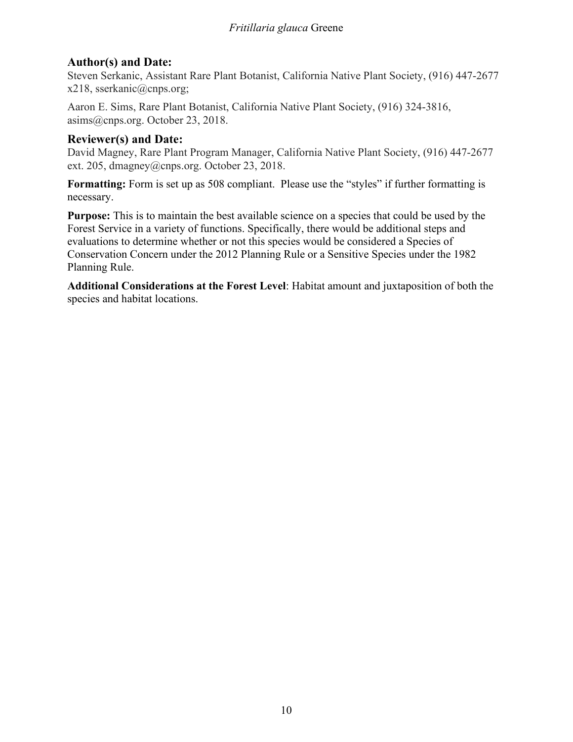## Author(s) and Date:

Steven Serkanic, Assistant Rare Plant Botanist, California Native Plant Society, (916) 447-2677 x218, sserkanic@cnps.org;

Aaron E. Sims, Rare Plant Botanist, California Native Plant Society, (916) 324-3816, asims@cnps.org. October 23, 2018.

## Reviewer(s) and Date:

David Magney, Rare Plant Program Manager, California Native Plant Society, (916) 447-2677 ext. 205, dmagney@cnps.org. October 23, 2018.

**Formatting:** Form is set up as 508 compliant. Please use the "styles" if further formatting is necessary.

**Purpose:** This is to maintain the best available science on a species that could be used by the Forest Service in a variety of functions. Specifically, there would be additional steps and evaluations to determine whether or not this species would be considered a Species of Conservation Concern under the 2012 Planning Rule or a Sensitive Species under the 1982 Planning Rule.

**Additional Considerations at the Forest Level**: Habitat amount and juxtaposition of both the species and habitat locations.